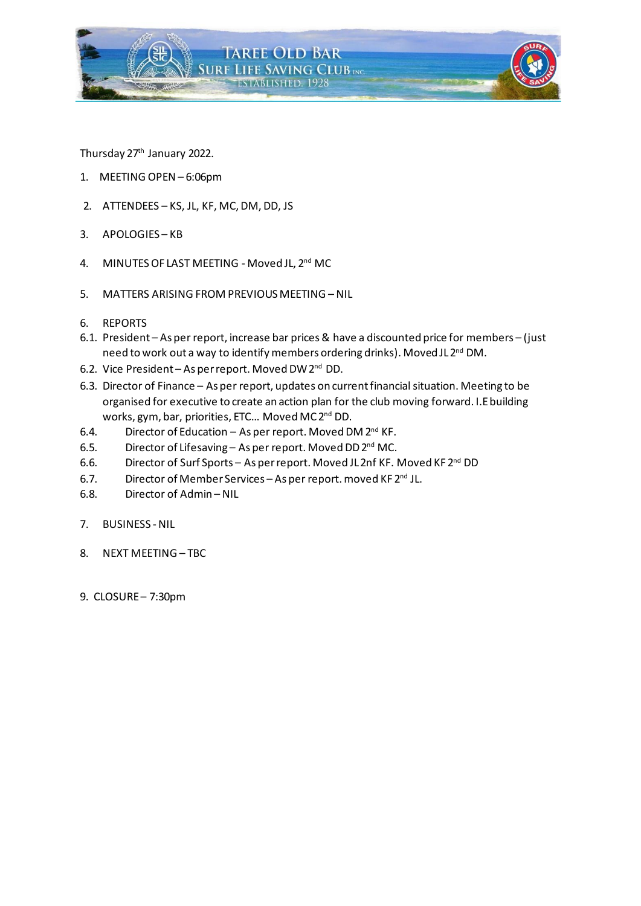# Taree Old Bar Surf Life Saving Club Inc.

Established 1928

Thursday 27th January 2022.

1. MEETING OPEN – 6:06pm

2. ATTENDEES – KS, JL, KF, MC, DM, DD, JS

3. APOLOGIES – KB

4. MINUTES OF LAST MEETING - Moved JL, 2nd MC

5. MATTERS ARISING FROM PREVIOUS MEETING – NIL

6. REPORTS

6.1. President – As per report, increase bar prices & have a discounted price for members – (just need to work out a way to identify members ordering drinks). Moved JL 2nd DM.

6.2. Vice President – As per report. Moved DW 2nd DD.

6.3. Director of Finance – As per report, updates on current financial situation. Meeting to be organised for executive to create an action plan for the club moving forward. I.E building works, gym, bar, priorities, ETC… Moved MC 2nd DD.

6.4. Director of Education – As per report. Moved DM 2nd KF.

6.5. Director of Lifesaving – As per report. Moved DD 2nd MC.

6.6. Director of Surf Sports – As per report. Moved JL 2nf KF. Moved KF 2nd DD

6.7. Director of Member Services – As per report. moved KF 2nd JL.

6.8. Director of Admin – NIL

7. BUSINESS - NIL

8. NEXT MEETING – TBC

9. CLOSURE – 7:30pm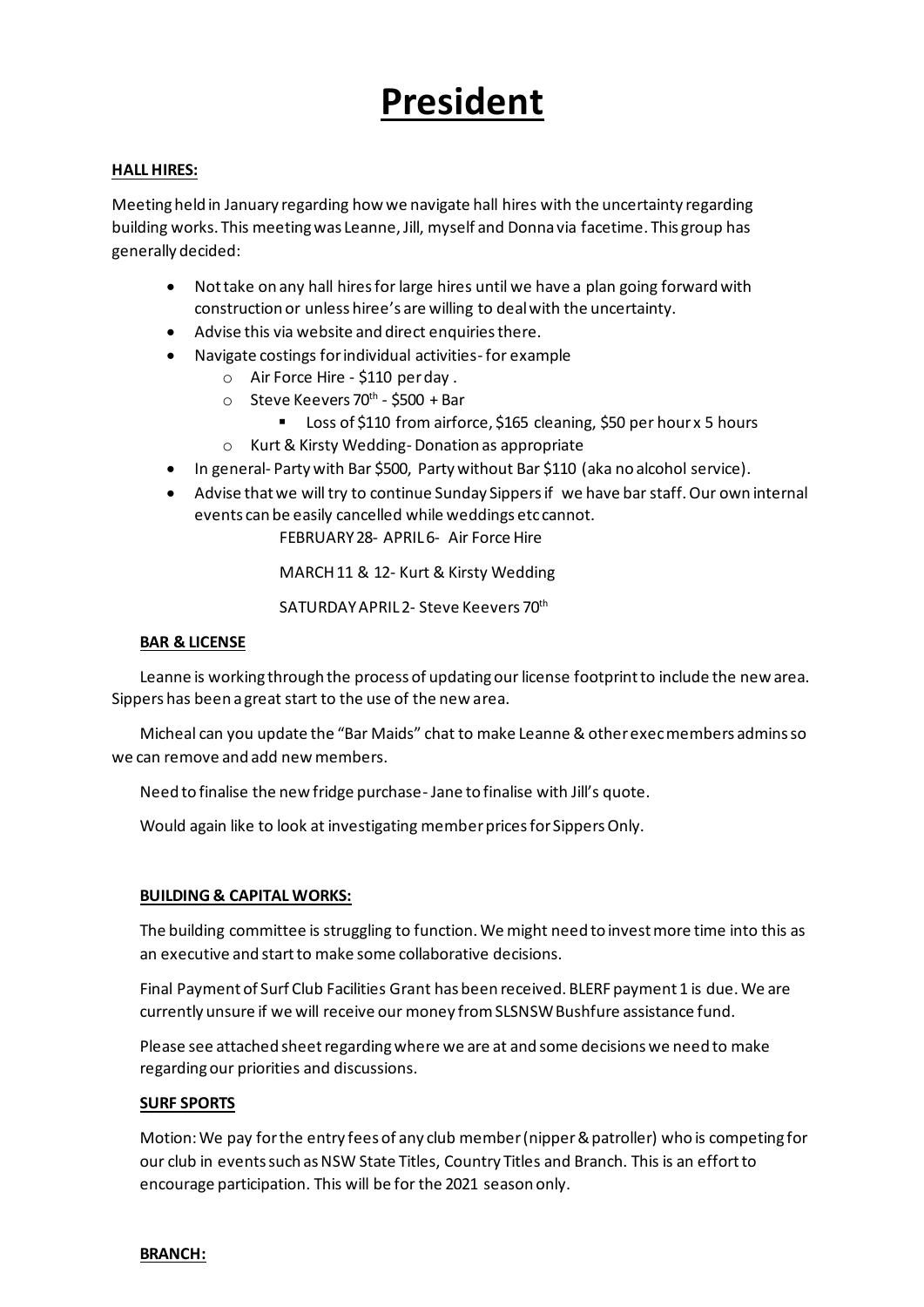# President

**HALL HIRES:**

Meeting held in January regarding how we navigate hall hires with the uncertainty regarding building works. This meeting was Leanne, Jill, myself and Donna via facetime. This group has generally decided:

- Not take on any hall hires for large hires until we have a plan going forward with construction or unless hiree's are willing to deal with the uncertainty.
- Advise this via website and direct enquiries there.
- Navigate costings for individual activities- for example
  - Air Force Hire - $110 per day .
  - Steve Keevers 70th - $500 + Bar
    - Loss of $110 from airforce, $165 cleaning, $50 per hour x 5 hours
  - Kurt & Kirsty Wedding- Donation as appropriate
- In general- Party with Bar $500, Party without Bar $110 (aka no alcohol service).
- Advise that we will try to continue Sunday Sippers if we have bar staff. Our own internal events can be easily cancelled while weddings etc cannot.

FEBRUARY 28- APRIL 6- Air Force Hire

MARCH 11 & 12- Kurt & Kirsty Wedding

SATURDAY APRIL 2- Steve Keevers 70th

**BAR & LICENSE**

Leanne is working through the process of updating our license footprint to include the new area. Sippers has been a great start to the use of the new area.

Micheal can you update the "Bar Maids" chat to make Leanne & other exec members admins so we can remove and add new members.

Need to finalise the new fridge purchase- Jane to finalise with Jill's quote.

Would again like to look at investigating member prices for Sippers Only.

**BUILDING & CAPITAL WORKS:**

The building committee is struggling to function. We might need to invest more time into this as an executive and start to make some collaborative decisions.

Final Payment of Surf Club Facilities Grant has been received. BLERF payment 1 is due. We are currently unsure if we will receive our money from SLSNSW Bushfure assistance fund.

Please see attached sheet regarding where we are at and some decisions we need to make regarding our priorities and discussions.

**SURF SPORTS**

Motion: We pay for the entry fees of any club member (nipper & patroller) who is competing for our club in events such as NSW State Titles, Country Titles and Branch. This is an effort to encourage participation. This will be for the 2021 season only.

**BRANCH:**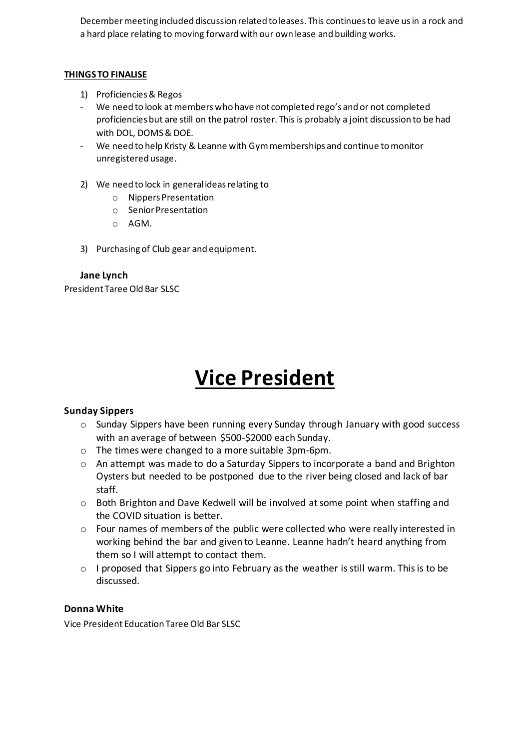December meeting included discussion related to leases. This continues to leave us in a rock and a hard place relating to moving forward with our own lease and building works.

**THINGS TO FINALISE**

1) Proficiencies & Regos
   - We need to look at members who have not completed rego's and or not completed proficiencies but are still on the patrol roster. This is probably a joint discussion to be had with DOL, DOMS & DOE.
   - We need to help Kristy & Leanne with Gym memberships and continue to monitor unregistered usage.

2) We need to lock in general ideas relating to
   - Nippers Presentation
   - Senior Presentation
   - AGM.

3) Purchasing of Club gear and equipment.

**Jane Lynch**

President Taree Old Bar SLSC

# Vice President

**Sunday Sippers**

- Sunday Sippers have been running every Sunday through January with good success with an average of between $500-$2000 each Sunday.
- The times were changed to a more suitable 3pm-6pm.
- An attempt was made to do a Saturday Sippers to incorporate a band and Brighton Oysters but needed to be postponed due to the river being closed and lack of bar staff.
- Both Brighton and Dave Kedwell will be involved at some point when staffing and the COVID situation is better.
- Four names of members of the public were collected who were really interested in working behind the bar and given to Leanne. Leanne hadn't heard anything from them so I will attempt to contact them.
- I proposed that Sippers go into February as the weather is still warm. This is to be discussed.

**Donna White**

Vice President Education Taree Old Bar SLSC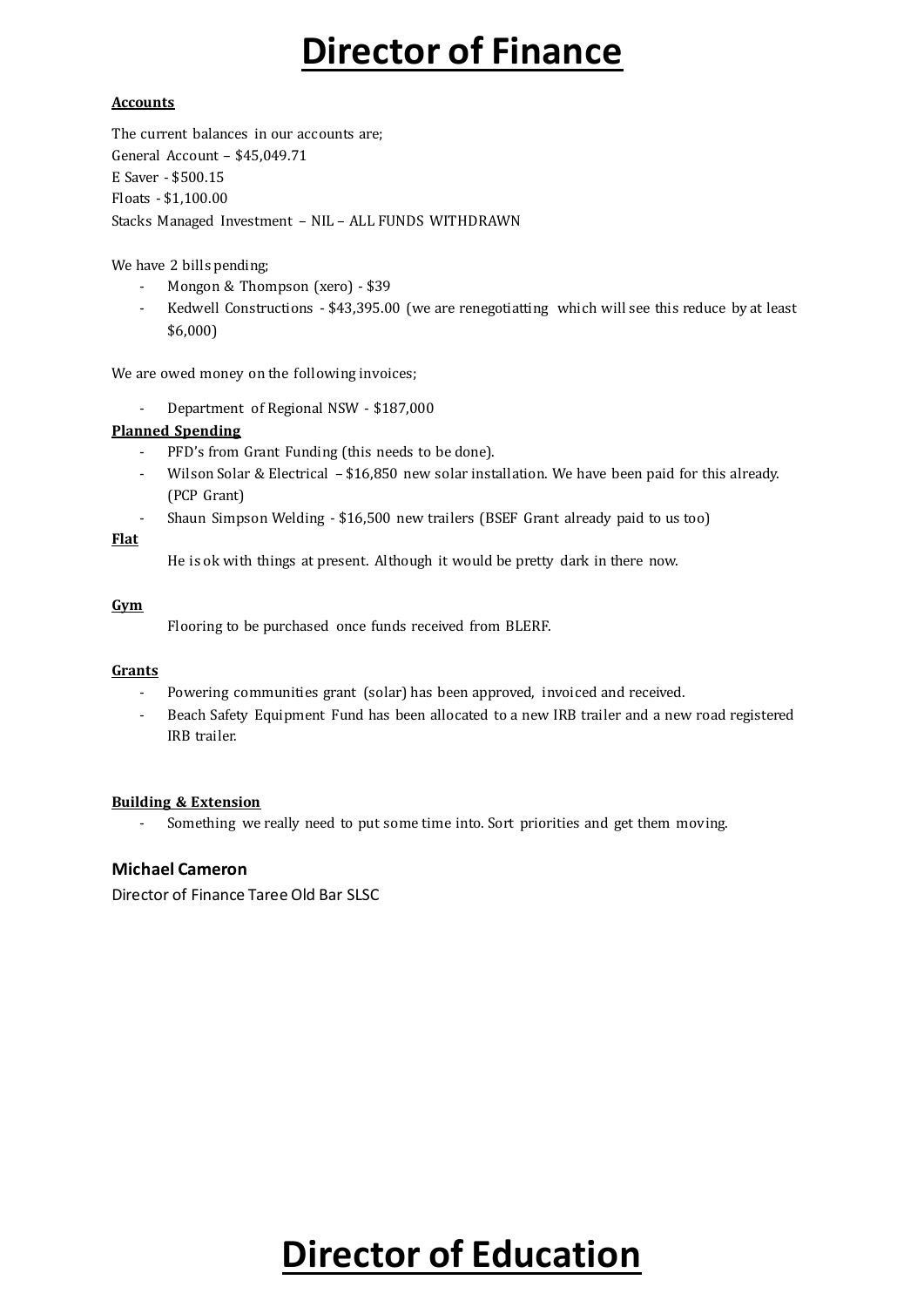# Director of Finance

**Accounts**

The current balances in our accounts are;
General Account – $45,049.71
E Saver - $500.15
Floats - $1,100.00
Stacks Managed Investment – NIL – ALL FUNDS WITHDRAWN

We have 2 bills pending;

- Mongon & Thompson (xero) - $39
- Kedwell Constructions - $43,395.00 (we are renegotiatting which will see this reduce by at least $6,000)

We are owed money on the following invoices;

- Department of Regional NSW - $187,000

**Planned Spending**

- PFD's from Grant Funding (this needs to be done).
- Wilson Solar & Electrical – $16,850 new solar installation. We have been paid for this already. (PCP Grant)
- Shaun Simpson Welding - $16,500 new trailers (BSEF Grant already paid to us too)

**Flat**

He is ok with things at present. Although it would be pretty dark in there now.

**Gym**

Flooring to be purchased once funds received from BLERF.

**Grants**

- Powering communities grant (solar) has been approved, invoiced and received.
- Beach Safety Equipment Fund has been allocated to a new IRB trailer and a new road registered IRB trailer.

**Building & Extension**

- Something we really need to put some time into. Sort priorities and get them moving.

**Michael Cameron**
Director of Finance Taree Old Bar SLSC

# Director of Education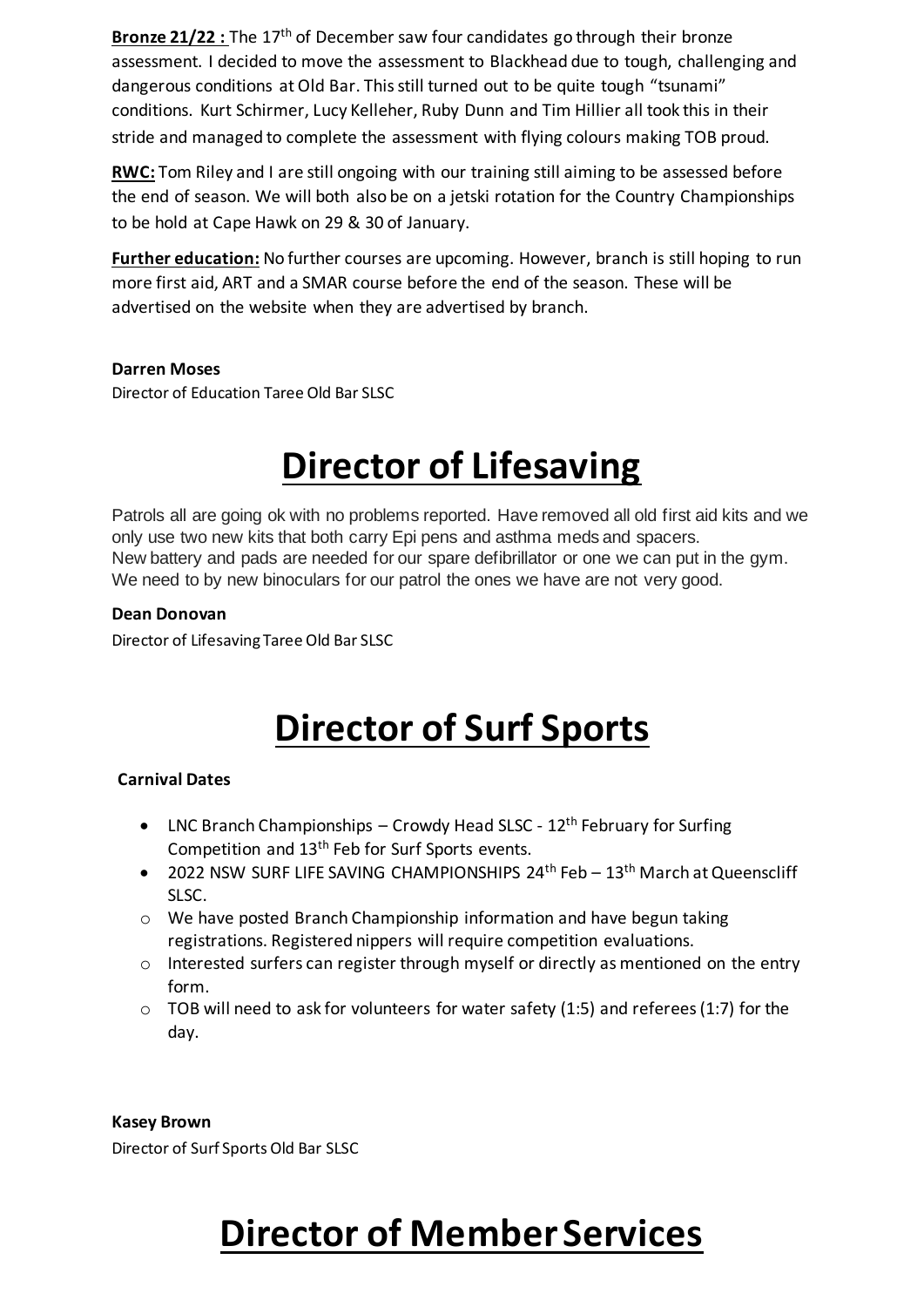**Bronze 21/22 :** The 17th of December saw four candidates go through their bronze assessment. I decided to move the assessment to Blackhead due to tough, challenging and dangerous conditions at Old Bar. This still turned out to be quite tough "tsunami" conditions. Kurt Schirmer, Lucy Kelleher, Ruby Dunn and Tim Hillier all took this in their stride and managed to complete the assessment with flying colours making TOB proud.

**RWC:** Tom Riley and I are still ongoing with our training still aiming to be assessed before the end of season. We will both also be on a jetski rotation for the Country Championships to be hold at Cape Hawk on 29 & 30 of January.

**Further education:** No further courses are upcoming. However, branch is still hoping to run more first aid, ART and a SMAR course before the end of the season. These will be advertised on the website when they are advertised by branch.

**Darren Moses**
Director of Education Taree Old Bar SLSC

# Director of Lifesaving

Patrols all are going ok with no problems reported. Have removed all old first aid kits and we only use two new kits that both carry Epi pens and asthma meds and spacers.
New battery and pads are needed for our spare defibrillator or one we can put in the gym.
We need to by new binoculars for our patrol the ones we have are not very good.

**Dean Donovan**
Director of Lifesaving Taree Old Bar SLSC

# Director of Surf Sports

**Carnival Dates**

- LNC Branch Championships – Crowdy Head SLSC - 12th February for Surfing Competition and 13th Feb for Surf Sports events.
- 2022 NSW SURF LIFE SAVING CHAMPIONSHIPS 24th Feb – 13th March at Queenscliff SLSC.
  - We have posted Branch Championship information and have begun taking registrations. Registered nippers will require competition evaluations.
  - Interested surfers can register through myself or directly as mentioned on the entry form.
  - TOB will need to ask for volunteers for water safety (1:5) and referees (1:7) for the day.

**Kasey Brown**
Director of Surf Sports Old Bar SLSC

# Director of Member Services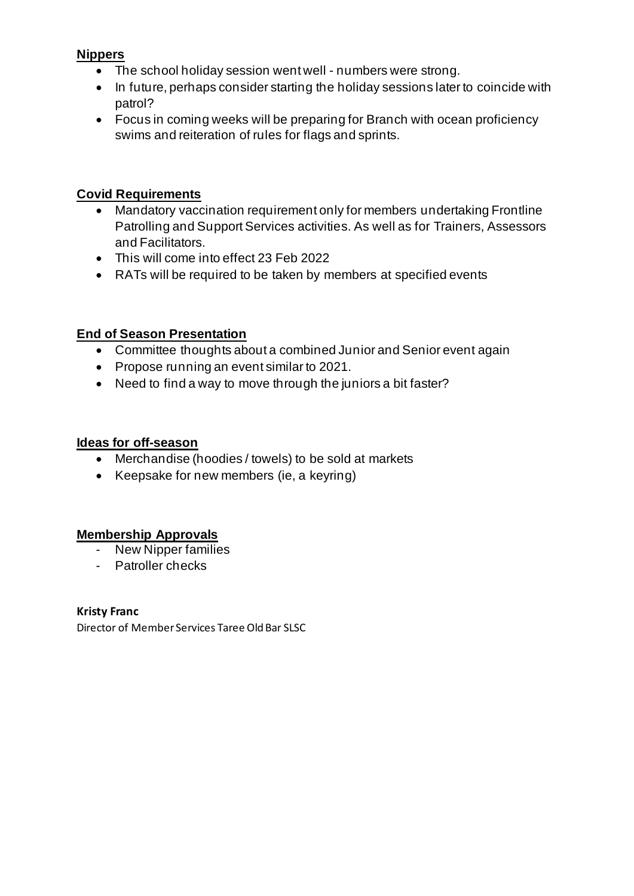**Nippers**

- The school holiday session went well - numbers were strong.
- In future, perhaps consider starting the holiday sessions later to coincide with patrol?
- Focus in coming weeks will be preparing for Branch with ocean proficiency swims and reiteration of rules for flags and sprints.

**Covid Requirements**

- Mandatory vaccination requirement only for members undertaking Frontline Patrolling and Support Services activities. As well as for Trainers, Assessors and Facilitators.
- This will come into effect 23 Feb 2022
- RATs will be required to be taken by members at specified events

**End of Season Presentation**

- Committee thoughts about a combined Junior and Senior event again
- Propose running an event similar to 2021.
- Need to find a way to move through the juniors a bit faster?

**Ideas for off-season**

- Merchandise (hoodies / towels) to be sold at markets
- Keepsake for new members (ie, a keyring)

**Membership Approvals**

- New Nipper families
- Patroller checks

**Kristy Franc**
Director of Member Services Taree Old Bar SLSC